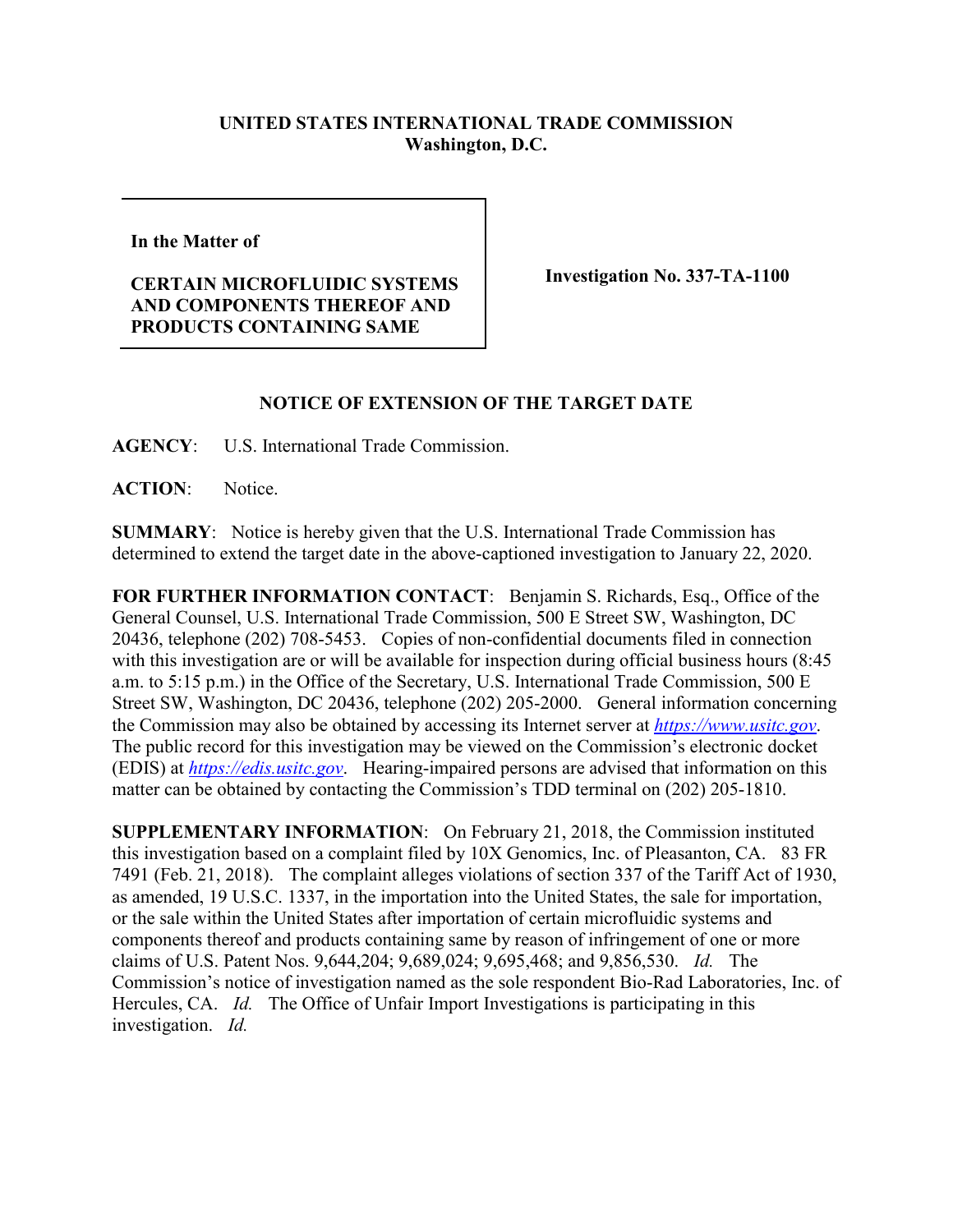**UNITED STATES INTERNATIONAL TRADE COMMISSION**
**Washington, D.C.**

| In the Matter of<br><br>**CERTAIN MICROFLUIDIC SYSTEMS AND COMPONENTS THEREOF AND PRODUCTS CONTAINING SAME** | **Investigation No. 337-TA-1100** |
|---|---|

## NOTICE OF EXTENSION OF THE TARGET DATE

**AGENCY**: U.S. International Trade Commission.

**ACTION**: Notice.

**SUMMARY**: Notice is hereby given that the U.S. International Trade Commission has determined to extend the target date in the above-captioned investigation to January 22, 2020.

**FOR FURTHER INFORMATION CONTACT**: Benjamin S. Richards, Esq., Office of the General Counsel, U.S. International Trade Commission, 500 E Street SW, Washington, DC 20436, telephone (202) 708-5453. Copies of non-confidential documents filed in connection with this investigation are or will be available for inspection during official business hours (8:45 a.m. to 5:15 p.m.) in the Office of the Secretary, U.S. International Trade Commission, 500 E Street SW, Washington, DC 20436, telephone (202) 205-2000. General information concerning the Commission may also be obtained by accessing its Internet server at *https://www.usitc.gov*. The public record for this investigation may be viewed on the Commission's electronic docket (EDIS) at *https://edis.usitc.gov*. Hearing-impaired persons are advised that information on this matter can be obtained by contacting the Commission's TDD terminal on (202) 205-1810.

**SUPPLEMENTARY INFORMATION**: On February 21, 2018, the Commission instituted this investigation based on a complaint filed by 10X Genomics, Inc. of Pleasanton, CA. 83 FR 7491 (Feb. 21, 2018). The complaint alleges violations of section 337 of the Tariff Act of 1930, as amended, 19 U.S.C. 1337, in the importation into the United States, the sale for importation, or the sale within the United States after importation of certain microfluidic systems and components thereof and products containing same by reason of infringement of one or more claims of U.S. Patent Nos. 9,644,204; 9,689,024; 9,695,468; and 9,856,530. *Id.* The Commission's notice of investigation named as the sole respondent Bio-Rad Laboratories, Inc. of Hercules, CA. *Id.* The Office of Unfair Import Investigations is participating in this investigation. *Id.*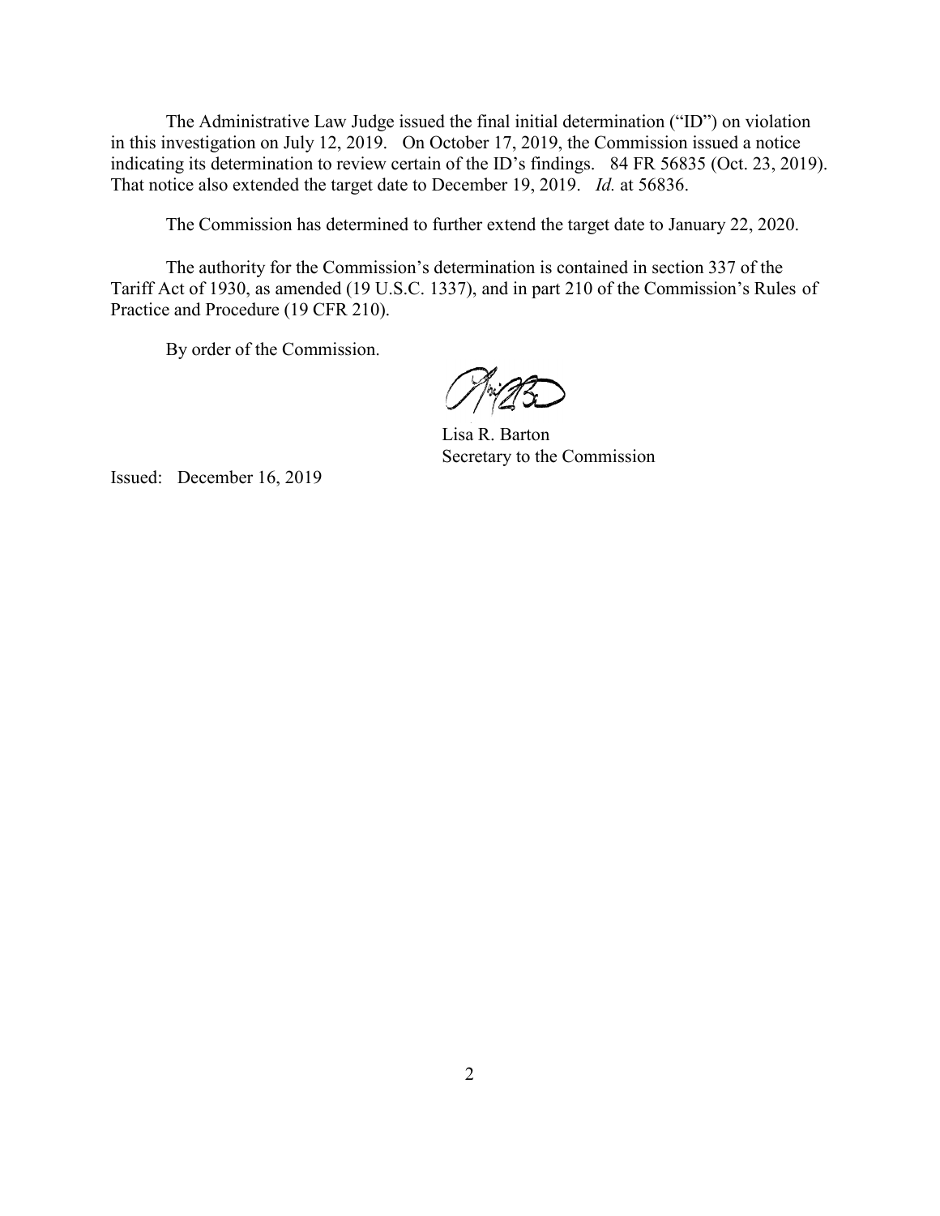The Administrative Law Judge issued the final initial determination ("ID") on violation in this investigation on July 12, 2019. On October 17, 2019, the Commission issued a notice indicating its determination to review certain of the ID's findings. 84 FR 56835 (Oct. 23, 2019). That notice also extended the target date to December 19, 2019. *Id.* at 56836.

The Commission has determined to further extend the target date to January 22, 2020.

The authority for the Commission's determination is contained in section 337 of the Tariff Act of 1930, as amended (19 U.S.C. 1337), and in part 210 of the Commission's Rules of Practice and Procedure (19 CFR 210).

By order of the Commission.

Lisa R. Barton
Secretary to the Commission

Issued: December 16, 2019